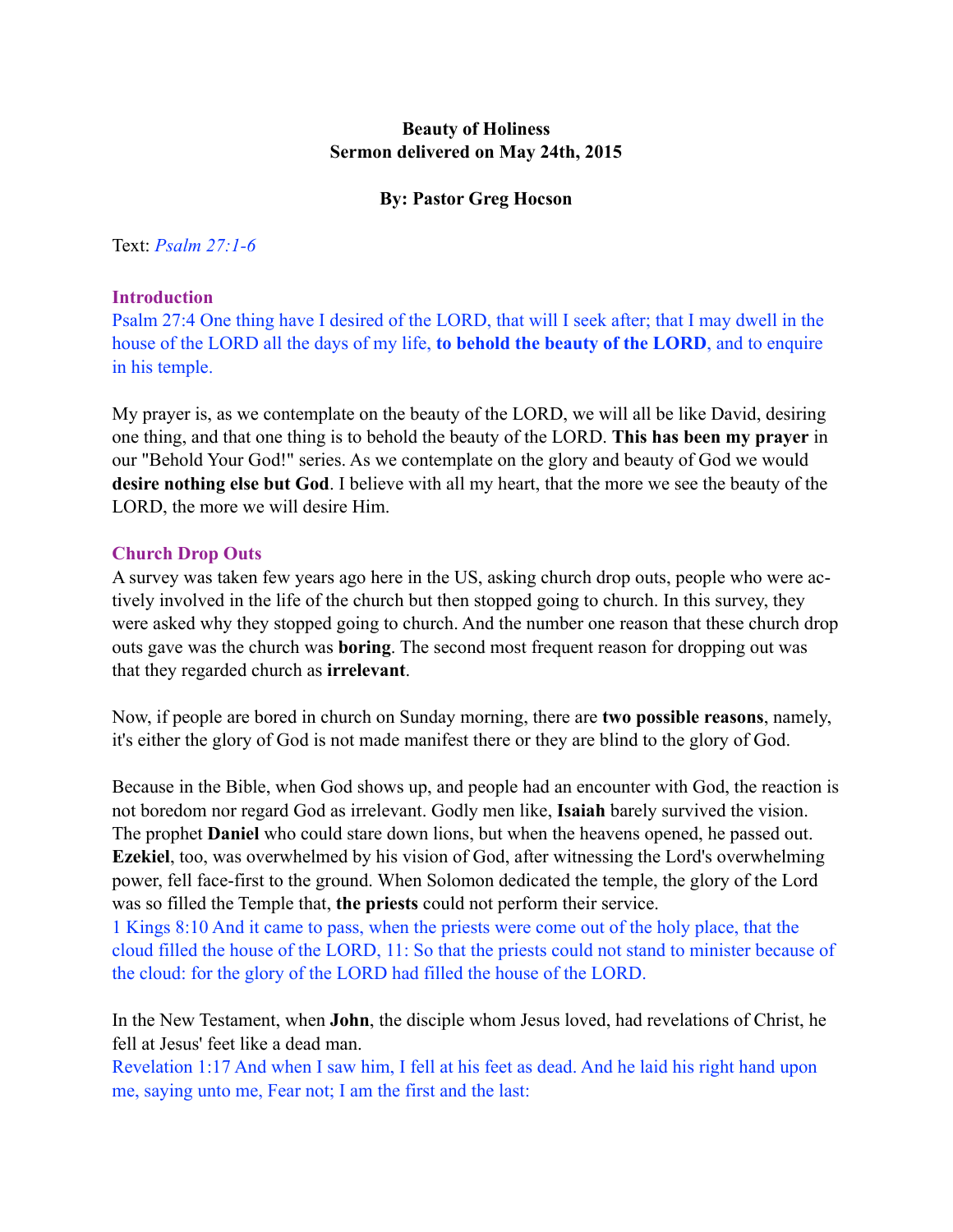**Beauty of Holiness**
**Sermon delivered on May 24th, 2015**

**By: Pastor Greg Hocson**

Text: *Psalm 27:1-6*

## Introduction

Psalm 27:4 One thing have I desired of the LORD, that will I seek after; that I may dwell in the house of the LORD all the days of my life, **to behold the beauty of the LORD**, and to enquire in his temple.

My prayer is, as we contemplate on the beauty of the LORD, we will all be like David, desiring one thing, and that one thing is to behold the beauty of the LORD. **This has been my prayer** in our "Behold Your God!" series. As we contemplate on the glory and beauty of God we would **desire nothing else but God**. I believe with all my heart, that the more we see the beauty of the LORD, the more we will desire Him.

## Church Drop Outs

A survey was taken few years ago here in the US, asking church drop outs, people who were actively involved in the life of the church but then stopped going to church. In this survey, they were asked why they stopped going to church. And the number one reason that these church drop outs gave was the church was **boring**. The second most frequent reason for dropping out was that they regarded church as **irrelevant**.

Now, if people are bored in church on Sunday morning, there are **two possible reasons**, namely, it's either the glory of God is not made manifest there or they are blind to the glory of God.

Because in the Bible, when God shows up, and people had an encounter with God, the reaction is not boredom nor regard God as irrelevant. Godly men like, **Isaiah** barely survived the vision. The prophet **Daniel** who could stare down lions, but when the heavens opened, he passed out. **Ezekiel**, too, was overwhelmed by his vision of God, after witnessing the Lord's overwhelming power, fell face-first to the ground. When Solomon dedicated the temple, the glory of the Lord was so filled the Temple that, **the priests** could not perform their service.
1 Kings 8:10 And it came to pass, when the priests were come out of the holy place, that the cloud filled the house of the LORD, 11: So that the priests could not stand to minister because of the cloud: for the glory of the LORD had filled the house of the LORD.

In the New Testament, when **John**, the disciple whom Jesus loved, had revelations of Christ, he fell at Jesus' feet like a dead man.
Revelation 1:17 And when I saw him, I fell at his feet as dead. And he laid his right hand upon me, saying unto me, Fear not; I am the first and the last: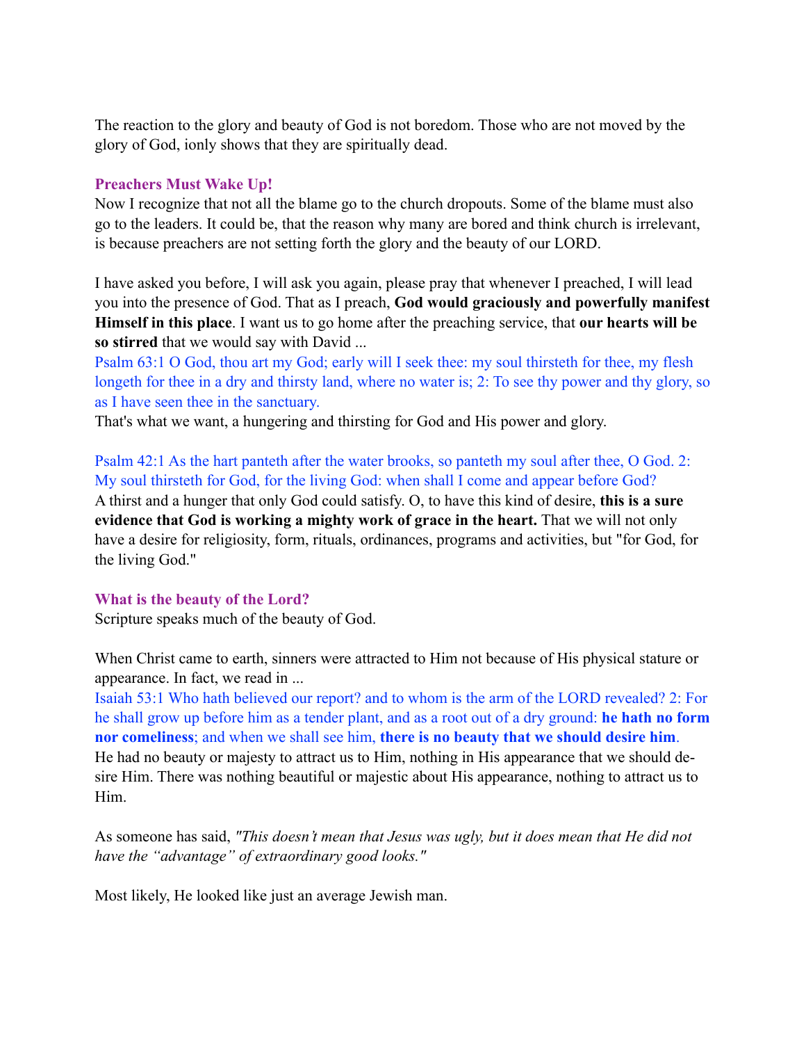The reaction to the glory and beauty of God is not boredom. Those who are not moved by the glory of God, ionly shows that they are spiritually dead.

### Preachers Must Wake Up!

Now I recognize that not all the blame go to the church dropouts. Some of the blame must also go to the leaders. It could be, that the reason why many are bored and think church is irrelevant, is because preachers are not setting forth the glory and the beauty of our LORD.

I have asked you before, I will ask you again, please pray that whenever I preached, I will lead you into the presence of God. That as I preach, **God would graciously and powerfully manifest Himself in this place**. I want us to go home after the preaching service, that **our hearts will be so stirred** that we would say with David ...

Psalm 63:1 O God, thou art my God; early will I seek thee: my soul thirsteth for thee, my flesh longeth for thee in a dry and thirsty land, where no water is; 2: To see thy power and thy glory, so as I have seen thee in the sanctuary.

That's what we want, a hungering and thirsting for God and His power and glory.

Psalm 42:1 As the hart panteth after the water brooks, so panteth my soul after thee, O God. 2: My soul thirsteth for God, for the living God: when shall I come and appear before God?

A thirst and a hunger that only God could satisfy. O, to have this kind of desire, **this is a sure evidence that God is working a mighty work of grace in the heart.** That we will not only have a desire for religiosity, form, rituals, ordinances, programs and activities, but "for God, for the living God."

### What is the beauty of the Lord?

Scripture speaks much of the beauty of God.

When Christ came to earth, sinners were attracted to Him not because of His physical stature or appearance. In fact, we read in ...

Isaiah 53:1 Who hath believed our report? and to whom is the arm of the LORD revealed? 2: For he shall grow up before him as a tender plant, and as a root out of a dry ground: **he hath no form nor comeliness**; and when we shall see him, **there is no beauty that we should desire him**.

He had no beauty or majesty to attract us to Him, nothing in His appearance that we should desire Him. There was nothing beautiful or majestic about His appearance, nothing to attract us to Him.

As someone has said, *"This doesn't mean that Jesus was ugly, but it does mean that He did not have the "advantage" of extraordinary good looks."*

Most likely, He looked like just an average Jewish man.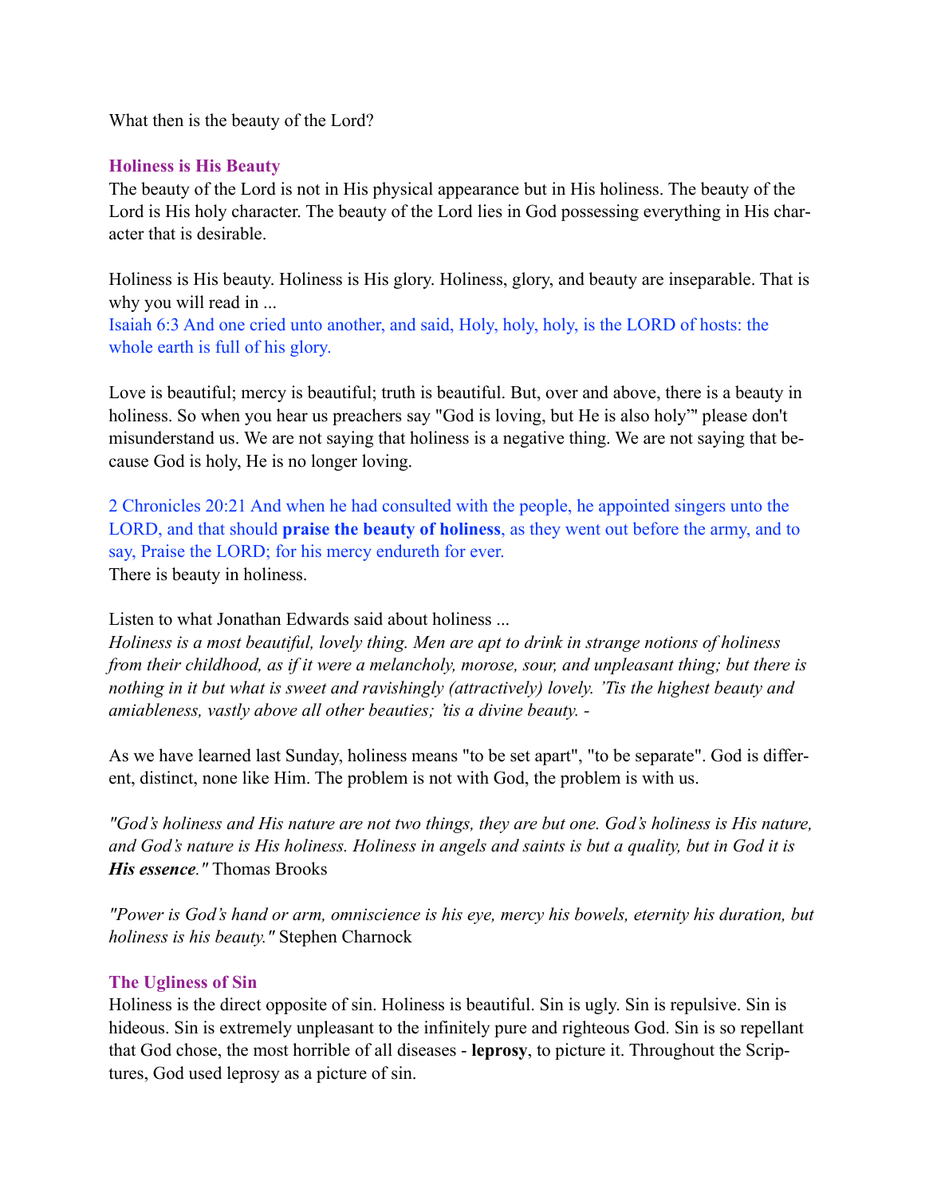What then is the beauty of the Lord?

### Holiness is His Beauty

The beauty of the Lord is not in His physical appearance but in His holiness. The beauty of the Lord is His holy character. The beauty of the Lord lies in God possessing everything in His character that is desirable.

Holiness is His beauty. Holiness is His glory. Holiness, glory, and beauty are inseparable. That is why you will read in ...
Isaiah 6:3 And one cried unto another, and said, Holy, holy, holy, is the LORD of hosts: the whole earth is full of his glory.

Love is beautiful; mercy is beautiful; truth is beautiful. But, over and above, there is a beauty in holiness. So when you hear us preachers say "God is loving, but He is also holy"" please don't misunderstand us. We are not saying that holiness is a negative thing. We are not saying that because God is holy, He is no longer loving.

2 Chronicles 20:21 And when he had consulted with the people, he appointed singers unto the LORD, and that should **praise the beauty of holiness**, as they went out before the army, and to say, Praise the LORD; for his mercy endureth for ever.
There is beauty in holiness.

Listen to what Jonathan Edwards said about holiness ...
*Holiness is a most beautiful, lovely thing. Men are apt to drink in strange notions of holiness from their childhood, as if it were a melancholy, morose, sour, and unpleasant thing; but there is nothing in it but what is sweet and ravishingly (attractively) lovely. 'Tis the highest beauty and amiableness, vastly above all other beauties; 'tis a divine beauty. -*

As we have learned last Sunday, holiness means "to be set apart", "to be separate". God is different, distinct, none like Him. The problem is not with God, the problem is with us.

*"God's holiness and His nature are not two things, they are but one. God's holiness is His nature, and God's nature is His holiness. Holiness in angels and saints is but a quality, but in God it is **His essence**."* Thomas Brooks

*"Power is God's hand or arm, omniscience is his eye, mercy his bowels, eternity his duration, but holiness is his beauty."* Stephen Charnock

### The Ugliness of Sin

Holiness is the direct opposite of sin. Holiness is beautiful. Sin is ugly. Sin is repulsive. Sin is hideous. Sin is extremely unpleasant to the infinitely pure and righteous God. Sin is so repellant that God chose, the most horrible of all diseases - **leprosy**, to picture it. Throughout the Scriptures, God used leprosy as a picture of sin.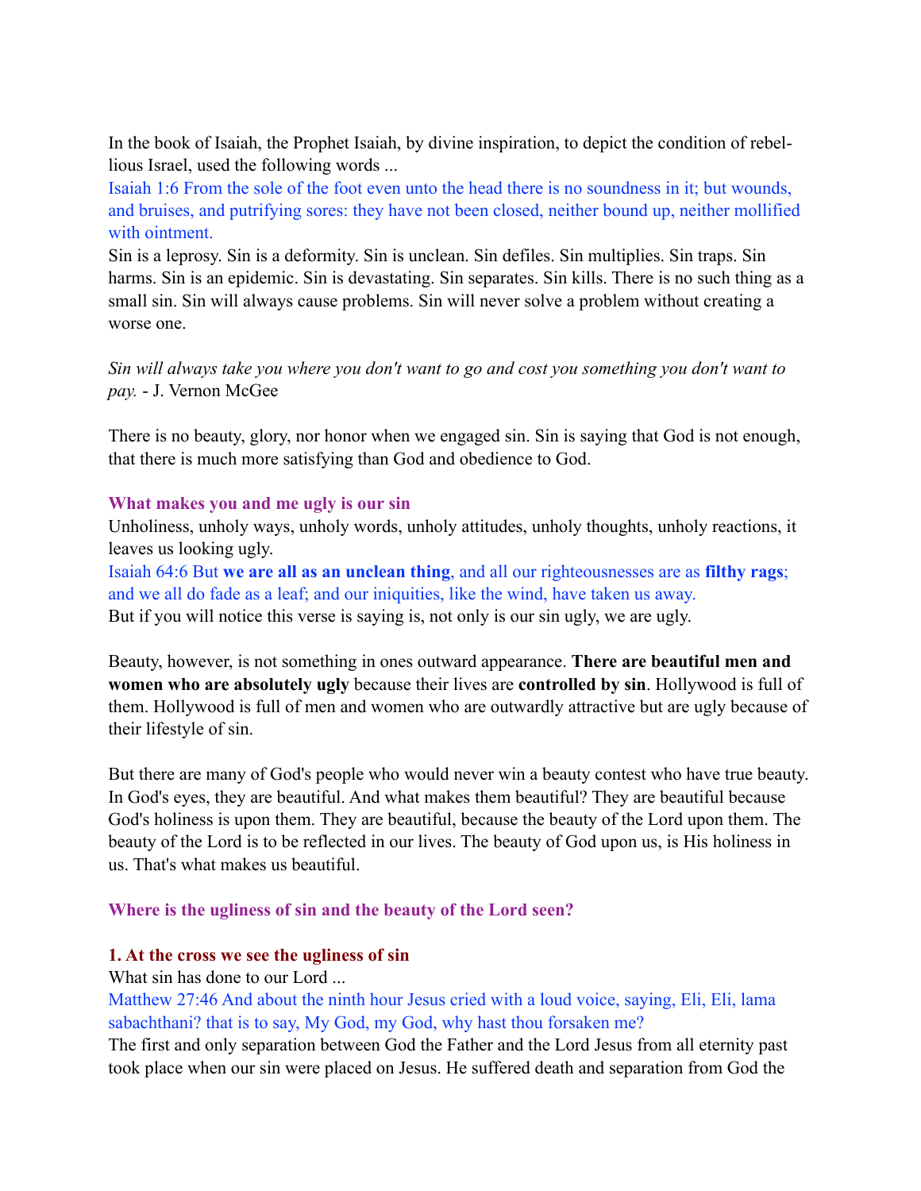In the book of Isaiah, the Prophet Isaiah, by divine inspiration, to depict the condition of rebellious Israel, used the following words ...

Isaiah 1:6 From the sole of the foot even unto the head there is no soundness in it; but wounds, and bruises, and putrifying sores: they have not been closed, neither bound up, neither mollified with ointment.

Sin is a leprosy. Sin is a deformity. Sin is unclean. Sin defiles. Sin multiplies. Sin traps. Sin harms. Sin is an epidemic. Sin is devastating. Sin separates. Sin kills. There is no such thing as a small sin. Sin will always cause problems. Sin will never solve a problem without creating a worse one.

*Sin will always take you where you don't want to go and cost you something you don't want to pay.* - J. Vernon McGee

There is no beauty, glory, nor honor when we engaged sin. Sin is saying that God is not enough, that there is much more satisfying than God and obedience to God.

**What makes you and me ugly is our sin**

Unholiness, unholy ways, unholy words, unholy attitudes, unholy thoughts, unholy reactions, it leaves us looking ugly.

Isaiah 64:6 But **we are all as an unclean thing**, and all our righteousnesses are as **filthy rags**; and we all do fade as a leaf; and our iniquities, like the wind, have taken us away.

But if you will notice this verse is saying is, not only is our sin ugly, we are ugly.

Beauty, however, is not something in ones outward appearance. **There are beautiful men and women who are absolutely ugly** because their lives are **controlled by sin**. Hollywood is full of them. Hollywood is full of men and women who are outwardly attractive but are ugly because of their lifestyle of sin.

But there are many of God's people who would never win a beauty contest who have true beauty. In God's eyes, they are beautiful. And what makes them beautiful? They are beautiful because God's holiness is upon them. They are beautiful, because the beauty of the Lord upon them. The beauty of the Lord is to be reflected in our lives. The beauty of God upon us, is His holiness in us. That's what makes us beautiful.

**Where is the ugliness of sin and the beauty of the Lord seen?**

**1. At the cross we see the ugliness of sin**

What sin has done to our Lord ...

Matthew 27:46 And about the ninth hour Jesus cried with a loud voice, saying, Eli, Eli, lama sabachthani? that is to say, My God, my God, why hast thou forsaken me?

The first and only separation between God the Father and the Lord Jesus from all eternity past took place when our sin were placed on Jesus. He suffered death and separation from God the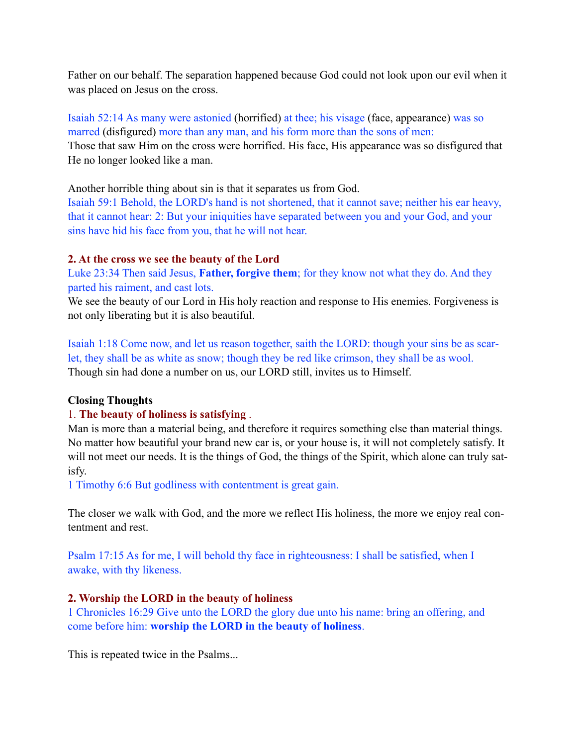Father on our behalf. The separation happened because God could not look upon our evil when it was placed on Jesus on the cross.

Isaiah 52:14 As many were astonied (horrified) at thee; his visage (face, appearance) was so marred (disfigured) more than any man, and his form more than the sons of men:
Those that saw Him on the cross were horrified. His face, His appearance was so disfigured that He no longer looked like a man.

Another horrible thing about sin is that it separates us from God.
Isaiah 59:1 Behold, the LORD's hand is not shortened, that it cannot save; neither his ear heavy, that it cannot hear: 2: But your iniquities have separated between you and your God, and your sins have hid his face from you, that he will not hear.

**2. At the cross we see the beauty of the Lord**
Luke 23:34 Then said Jesus, **Father, forgive them**; for they know not what they do. And they parted his raiment, and cast lots.
We see the beauty of our Lord in His holy reaction and response to His enemies. Forgiveness is not only liberating but it is also beautiful.

Isaiah 1:18 Come now, and let us reason together, saith the LORD: though your sins be as scarlet, they shall be as white as snow; though they be red like crimson, they shall be as wool.
Though sin had done a number on us, our LORD still, invites us to Himself.

**Closing Thoughts**

1. **The beauty of holiness is satisfying** .
Man is more than a material being, and therefore it requires something else than material things. No matter how beautiful your brand new car is, or your house is, it will not completely satisfy. It will not meet our needs. It is the things of God, the things of the Spirit, which alone can truly satisfy.
1 Timothy 6:6 But godliness with contentment is great gain.

The closer we walk with God, and the more we reflect His holiness, the more we enjoy real contentment and rest.

Psalm 17:15 As for me, I will behold thy face in righteousness: I shall be satisfied, when I awake, with thy likeness.

**2. Worship the LORD in the beauty of holiness**
1 Chronicles 16:29 Give unto the LORD the glory due unto his name: bring an offering, and come before him: **worship the LORD in the beauty of holiness**.

This is repeated twice in the Psalms...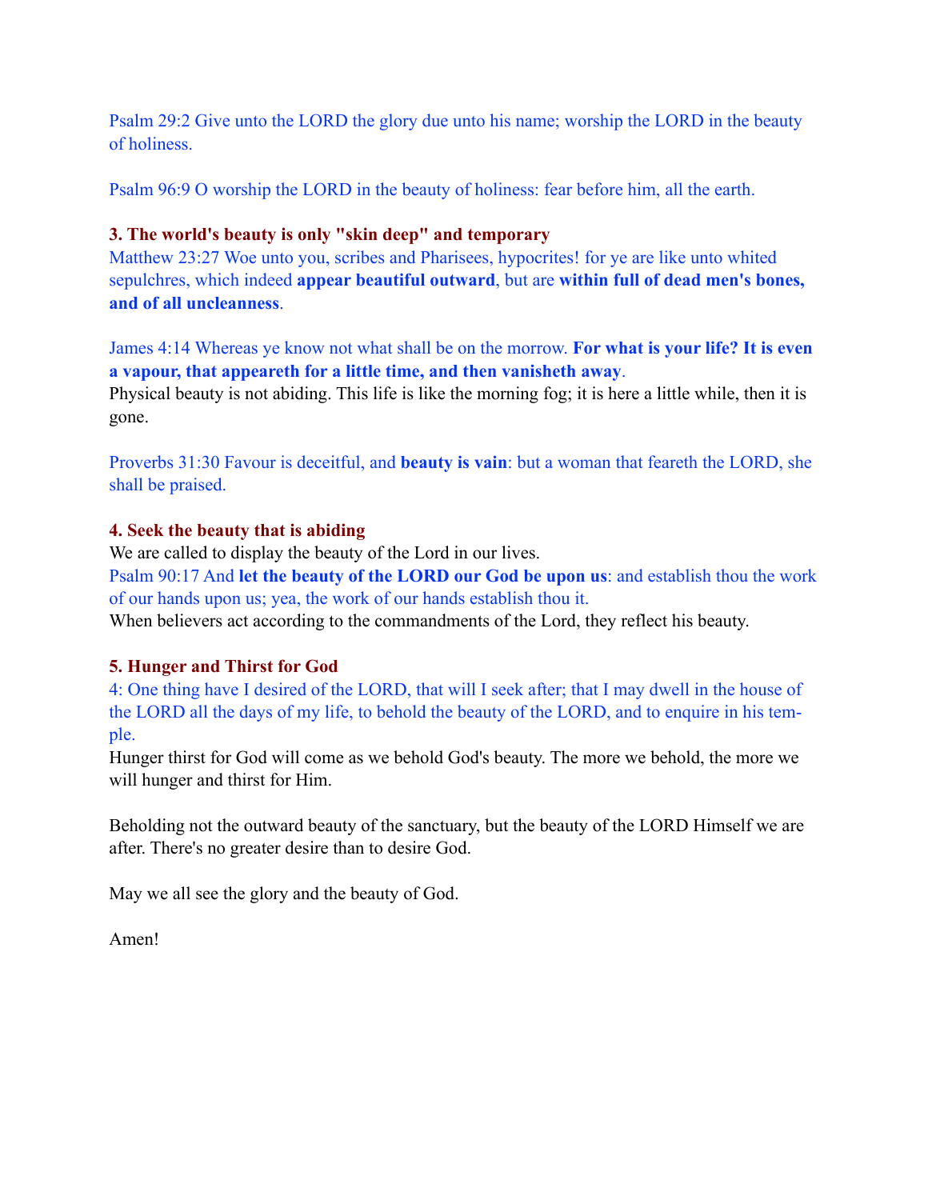Psalm 29:2 Give unto the LORD the glory due unto his name; worship the LORD in the beauty of holiness.

Psalm 96:9 O worship the LORD in the beauty of holiness: fear before him, all the earth.

**3. The world's beauty is only "skin deep" and temporary**

Matthew 23:27 Woe unto you, scribes and Pharisees, hypocrites! for ye are like unto whited sepulchres, which indeed **appear beautiful outward**, but are **within full of dead men's bones, and of all uncleanness**.

James 4:14 Whereas ye know not what shall be on the morrow. **For what is your life? It is even a vapour, that appeareth for a little time, and then vanisheth away**.

Physical beauty is not abiding. This life is like the morning fog; it is here a little while, then it is gone.

Proverbs 31:30 Favour is deceitful, and **beauty is vain**: but a woman that feareth the LORD, she shall be praised.

**4. Seek the beauty that is abiding**

We are called to display the beauty of the Lord in our lives.

Psalm 90:17 And **let the beauty of the LORD our God be upon us**: and establish thou the work of our hands upon us; yea, the work of our hands establish thou it.

When believers act according to the commandments of the Lord, they reflect his beauty.

**5. Hunger and Thirst for God**

4: One thing have I desired of the LORD, that will I seek after; that I may dwell in the house of the LORD all the days of my life, to behold the beauty of the LORD, and to enquire in his temple.

Hunger thirst for God will come as we behold God's beauty. The more we behold, the more we will hunger and thirst for Him.

Beholding not the outward beauty of the sanctuary, but the beauty of the LORD Himself we are after. There's no greater desire than to desire God.

May we all see the glory and the beauty of God.

Amen!